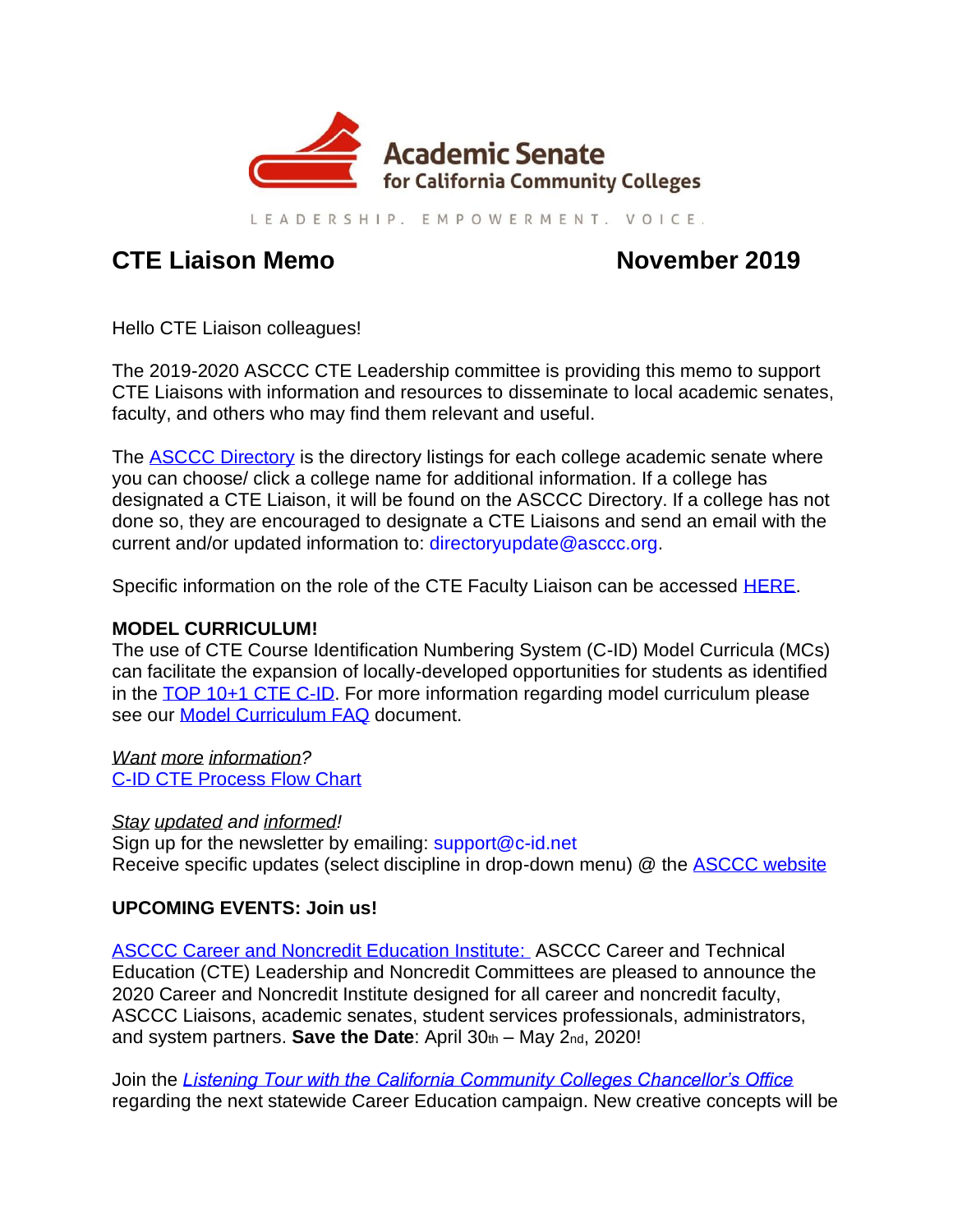Academic Senate for California Community Colleges

LEADERSHIP. EMPOWERMENT. VOICE.

# CTE Liaison Memo November 2019

Hello CTE Liaison colleagues!

The 2019-2020 ASCCC CTE Leadership committee is providing this memo to support CTE Liaisons with information and resources to disseminate to local academic senates, faculty, and others who may find them relevant and useful.

The ASCCC Directory is the directory listings for each college academic senate where you can choose/ click a college name for additional information. If a college has designated a CTE Liaison, it will be found on the ASCCC Directory. If a college has not done so, they are encouraged to designate a CTE Liaisons and send an email with the current and/or updated information to: directoryupdate@asccc.org.

Specific information on the role of the CTE Faculty Liaison can be accessed HERE.

**MODEL CURRICULUM!**
The use of CTE Course Identification Numbering System (C-ID) Model Curricula (MCs) can facilitate the expansion of locally-developed opportunities for students as identified in the TOP 10+1 CTE C-ID. For more information regarding model curriculum please see our Model Curriculum FAQ document.

*Want more information?*
C-ID CTE Process Flow Chart

*Stay updated and informed!*
Sign up for the newsletter by emailing: support@c-id.net
Receive specific updates (select discipline in drop-down menu) @ the ASCCC website

**UPCOMING EVENTS: Join us!**

ASCCC Career and Noncredit Education Institute: ASCCC Career and Technical Education (CTE) Leadership and Noncredit Committees are pleased to announce the 2020 Career and Noncredit Institute designed for all career and noncredit faculty, ASCCC Liaisons, academic senates, student services professionals, administrators, and system partners. **Save the Date**: April 30th – May 2nd, 2020!

Join the *Listening Tour with the California Community Colleges Chancellor's Office* regarding the next statewide Career Education campaign. New creative concepts will be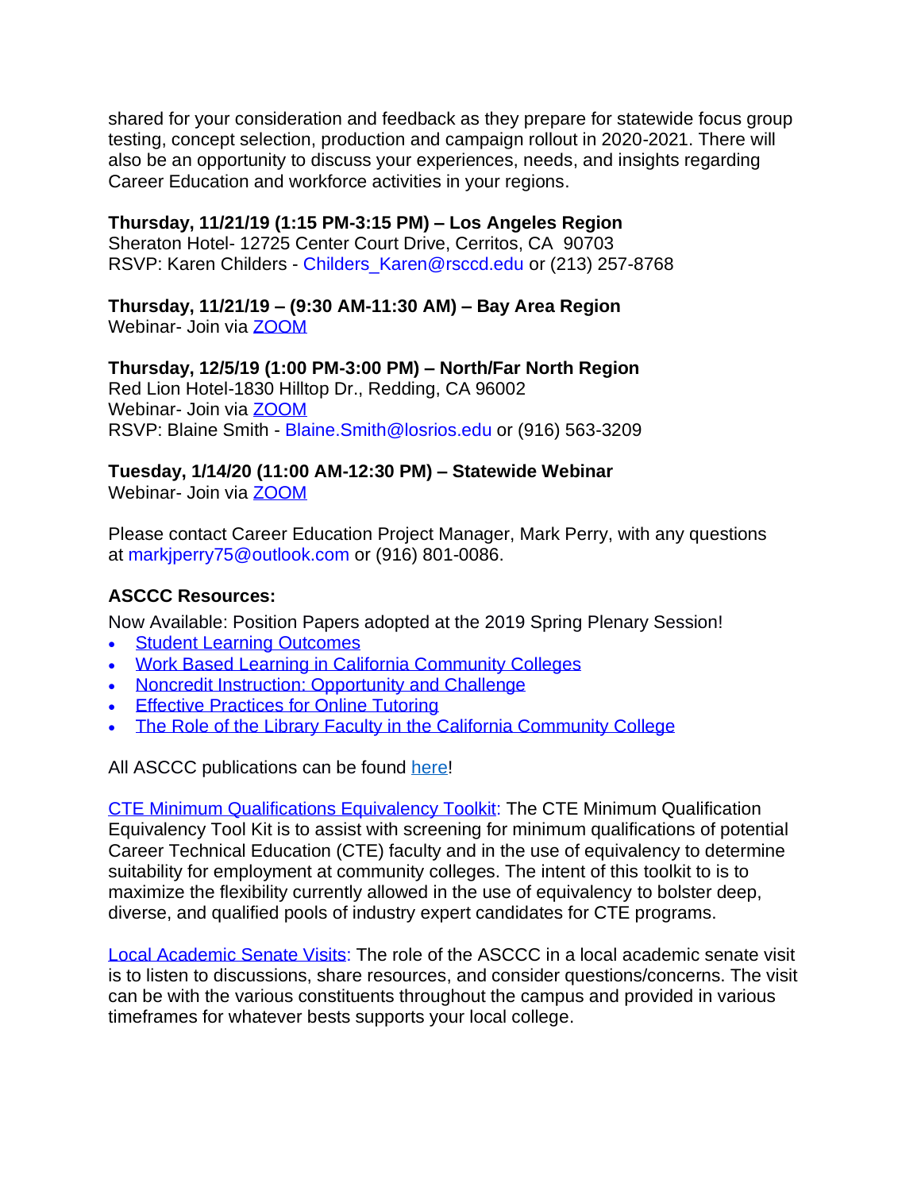shared for your consideration and feedback as they prepare for statewide focus group testing, concept selection, production and campaign rollout in 2020-2021. There will also be an opportunity to discuss your experiences, needs, and insights regarding Career Education and workforce activities in your regions.

**Thursday, 11/21/19 (1:15 PM-3:15 PM) – Los Angeles Region**
Sheraton Hotel- 12725 Center Court Drive, Cerritos, CA 90703
RSVP: Karen Childers - Childers_Karen@rsccd.edu or (213) 257-8768

**Thursday, 11/21/19 – (9:30 AM-11:30 AM) – Bay Area Region**
Webinar- Join via ZOOM

**Thursday, 12/5/19 (1:00 PM-3:00 PM) – North/Far North Region**
Red Lion Hotel-1830 Hilltop Dr., Redding, CA 96002
Webinar- Join via ZOOM
RSVP: Blaine Smith - Blaine.Smith@losrios.edu or (916) 563-3209

**Tuesday, 1/14/20 (11:00 AM-12:30 PM) – Statewide Webinar**
Webinar- Join via ZOOM

Please contact Career Education Project Manager, Mark Perry, with any questions at markjperry75@outlook.com or (916) 801-0086.

**ASCCC Resources:**

Now Available: Position Papers adopted at the 2019 Spring Plenary Session!

- Student Learning Outcomes
- Work Based Learning in California Community Colleges
- Noncredit Instruction: Opportunity and Challenge
- Effective Practices for Online Tutoring
- The Role of the Library Faculty in the California Community College

All ASCCC publications can be found here!

CTE Minimum Qualifications Equivalency Toolkit: The CTE Minimum Qualification Equivalency Tool Kit is to assist with screening for minimum qualifications of potential Career Technical Education (CTE) faculty and in the use of equivalency to determine suitability for employment at community colleges. The intent of this toolkit to is to maximize the flexibility currently allowed in the use of equivalency to bolster deep, diverse, and qualified pools of industry expert candidates for CTE programs.

Local Academic Senate Visits: The role of the ASCCC in a local academic senate visit is to listen to discussions, share resources, and consider questions/concerns. The visit can be with the various constituents throughout the campus and provided in various timeframes for whatever bests supports your local college.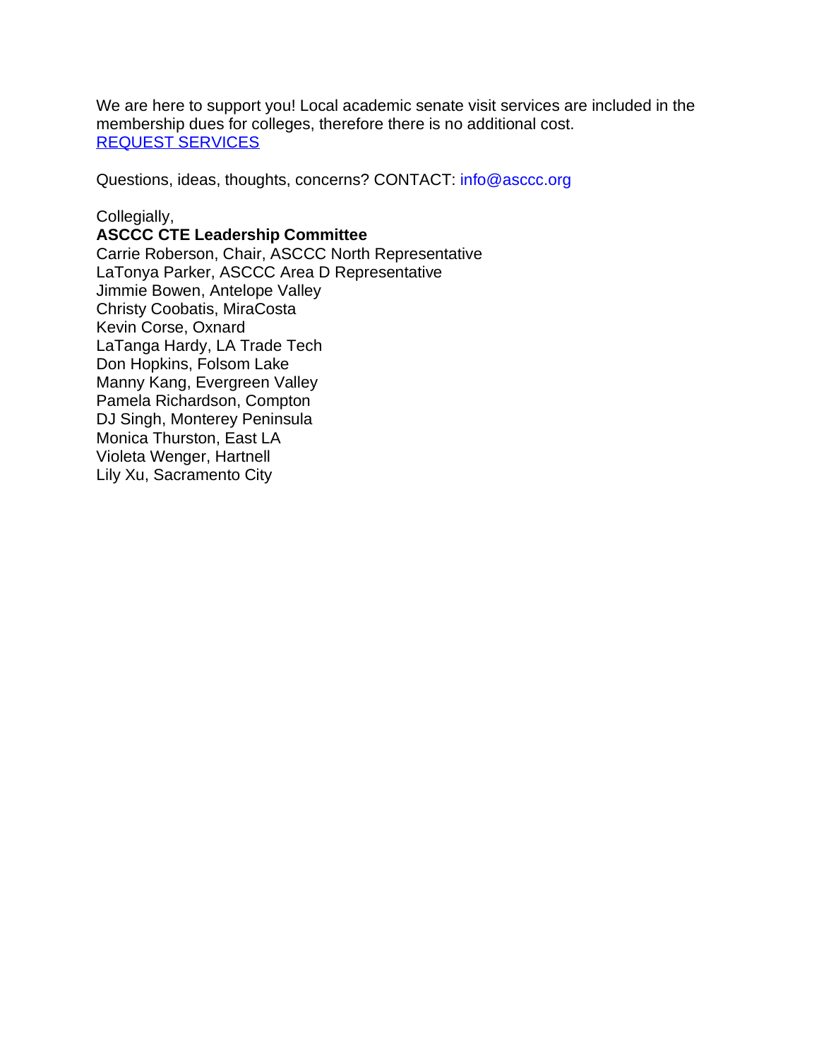We are here to support you! Local academic senate visit services are included in the membership dues for colleges, therefore there is no additional cost.
[REQUEST SERVICES]

Questions, ideas, thoughts, concerns? CONTACT: info@asccc.org

Collegially,
**ASCCC CTE Leadership Committee**
Carrie Roberson, Chair, ASCCC North Representative
LaTonya Parker, ASCCC Area D Representative
Jimmie Bowen, Antelope Valley
Christy Coobatis, MiraCosta
Kevin Corse, Oxnard
LaTanga Hardy, LA Trade Tech
Don Hopkins, Folsom Lake
Manny Kang, Evergreen Valley
Pamela Richardson, Compton
DJ Singh, Monterey Peninsula
Monica Thurston, East LA
Violeta Wenger, Hartnell
Lily Xu, Sacramento City